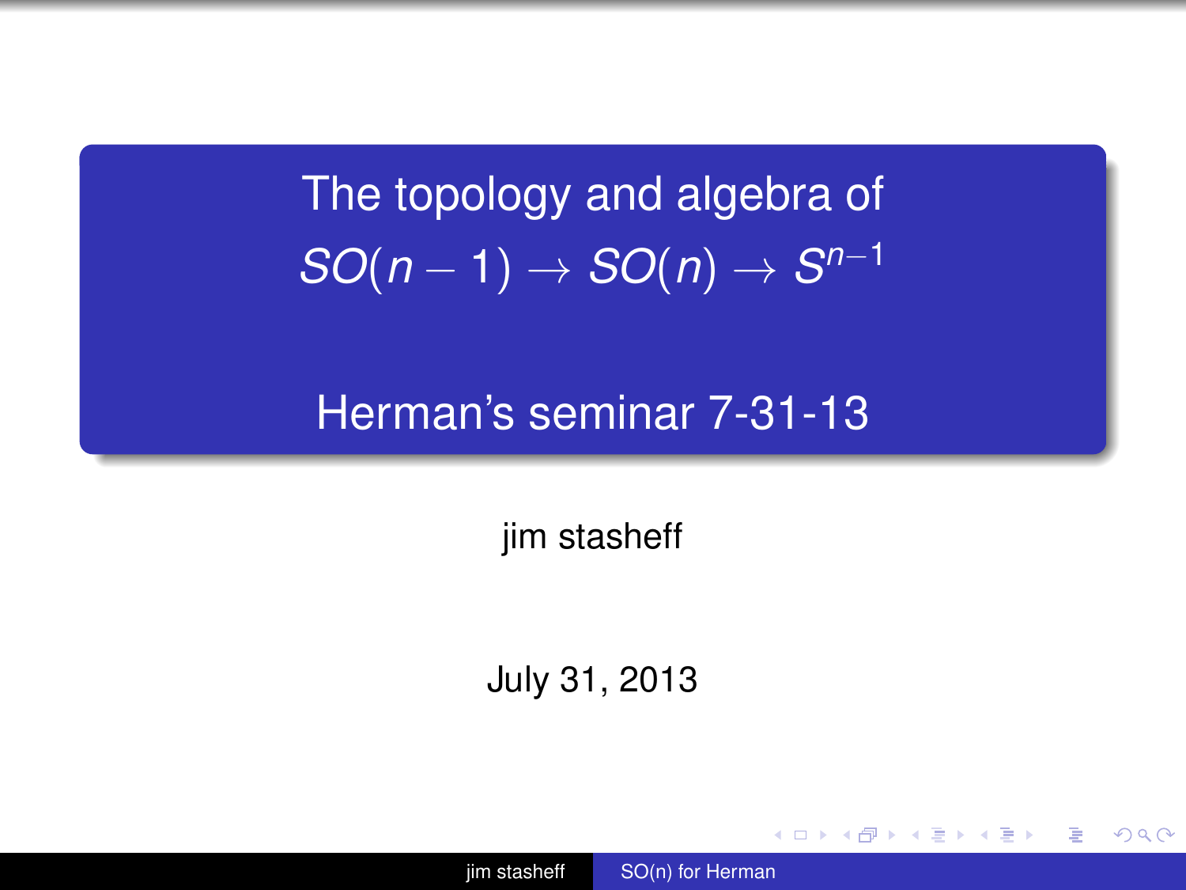# The topology and algebra of $SO(n-1) \to SO(n) \to S^{n-1}$

## Herman's seminar 7-31-13

jim stasheff

July 31, 2013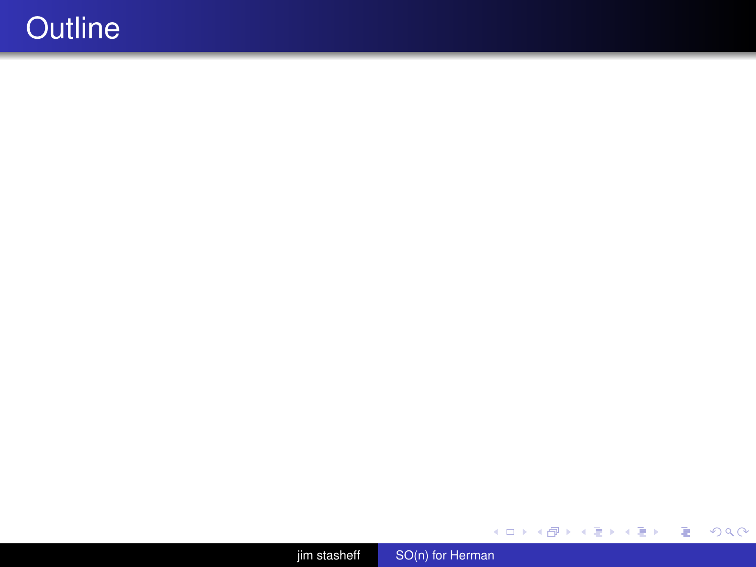# Outline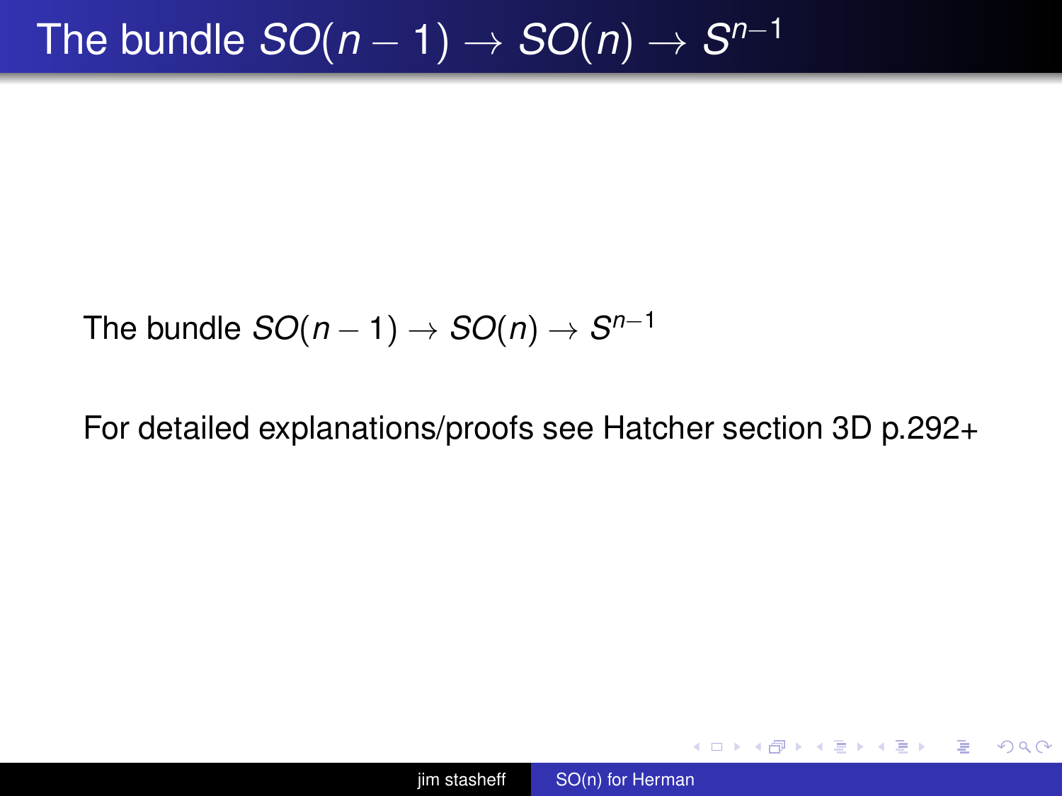# The bundle $SO(n-1) \to SO(n) \to S^{n-1}$

The bundle $SO(n-1) \to SO(n) \to S^{n-1}$

For detailed explanations/proofs see Hatcher section 3D p.292+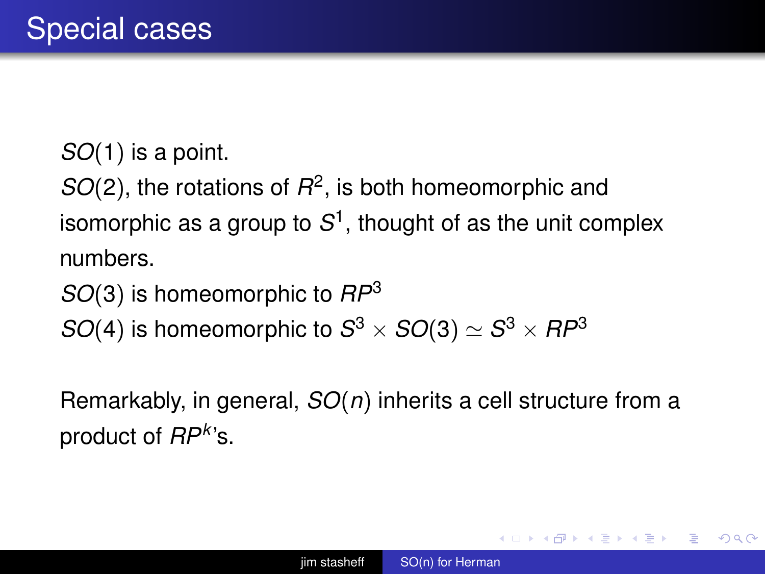# Special cases

$SO(1)$ is a point.
$SO(2)$, the rotations of $R^2$, is both homeomorphic and isomorphic as a group to $S^1$, thought of as the unit complex numbers.
$SO(3)$ is homeomorphic to $RP^3$
$SO(4)$ is homeomorphic to $S^3 \times SO(3) \simeq S^3 \times RP^3$

Remarkably, in general, $SO(n)$ inherits a cell structure from a product of $RP^k$'s.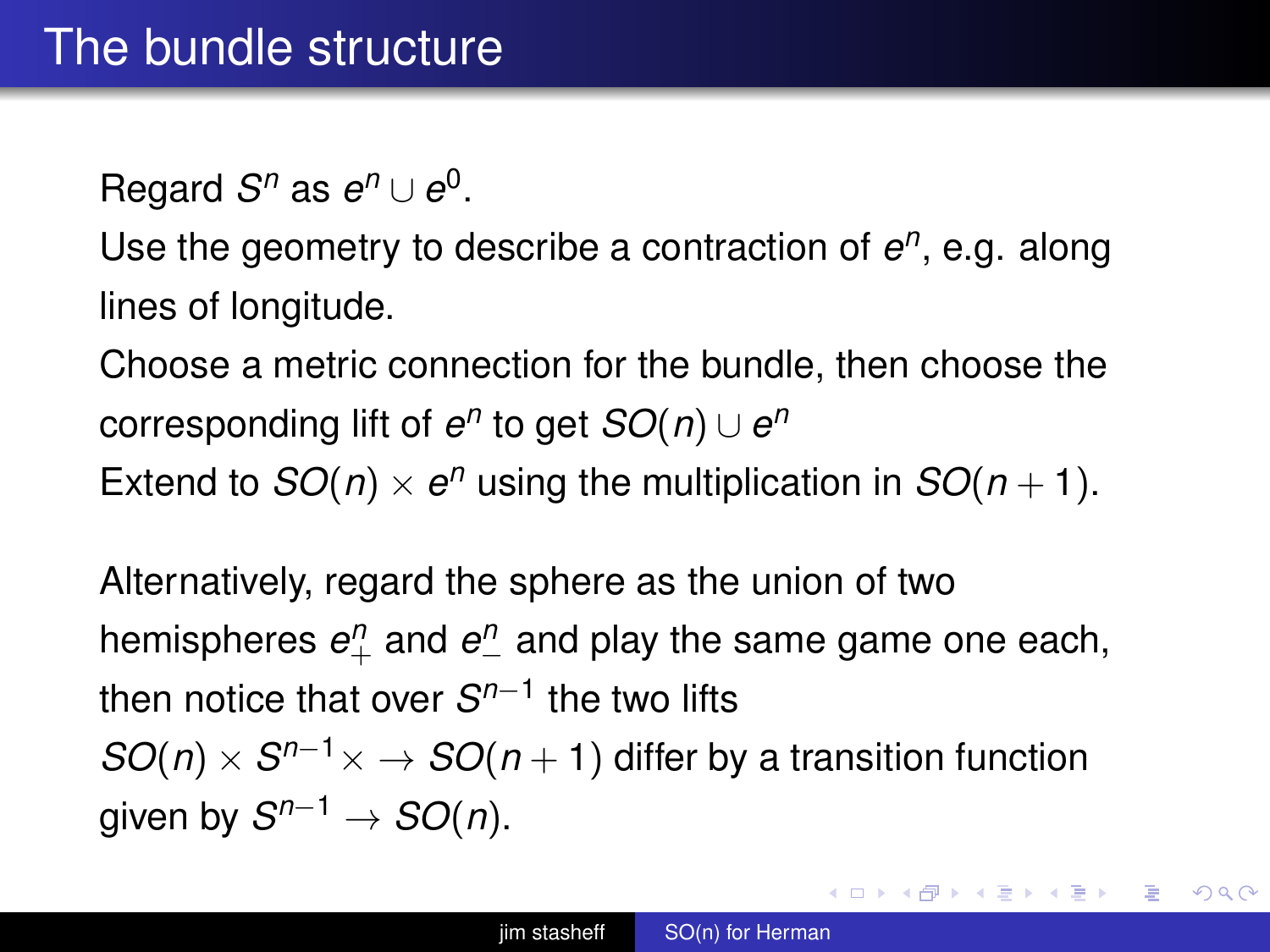# The bundle structure

Regard $S^n$ as $e^n \cup e^0$.

Use the geometry to describe a contraction of $e^n$, e.g. along lines of longitude.

Choose a metric connection for the bundle, then choose the corresponding lift of $e^n$ to get $SO(n) \cup e^n$

Extend to $SO(n) \times e^n$ using the multiplication in $SO(n+1)$.

Alternatively, regard the sphere as the union of two hemispheres $e^n_+$ and $e^n_-$ and play the same game one each, then notice that over $S^{n-1}$ the two lifts $SO(n) \times S^{n-1} \times \to SO(n+1)$ differ by a transition function given by $S^{n-1} \to SO(n)$.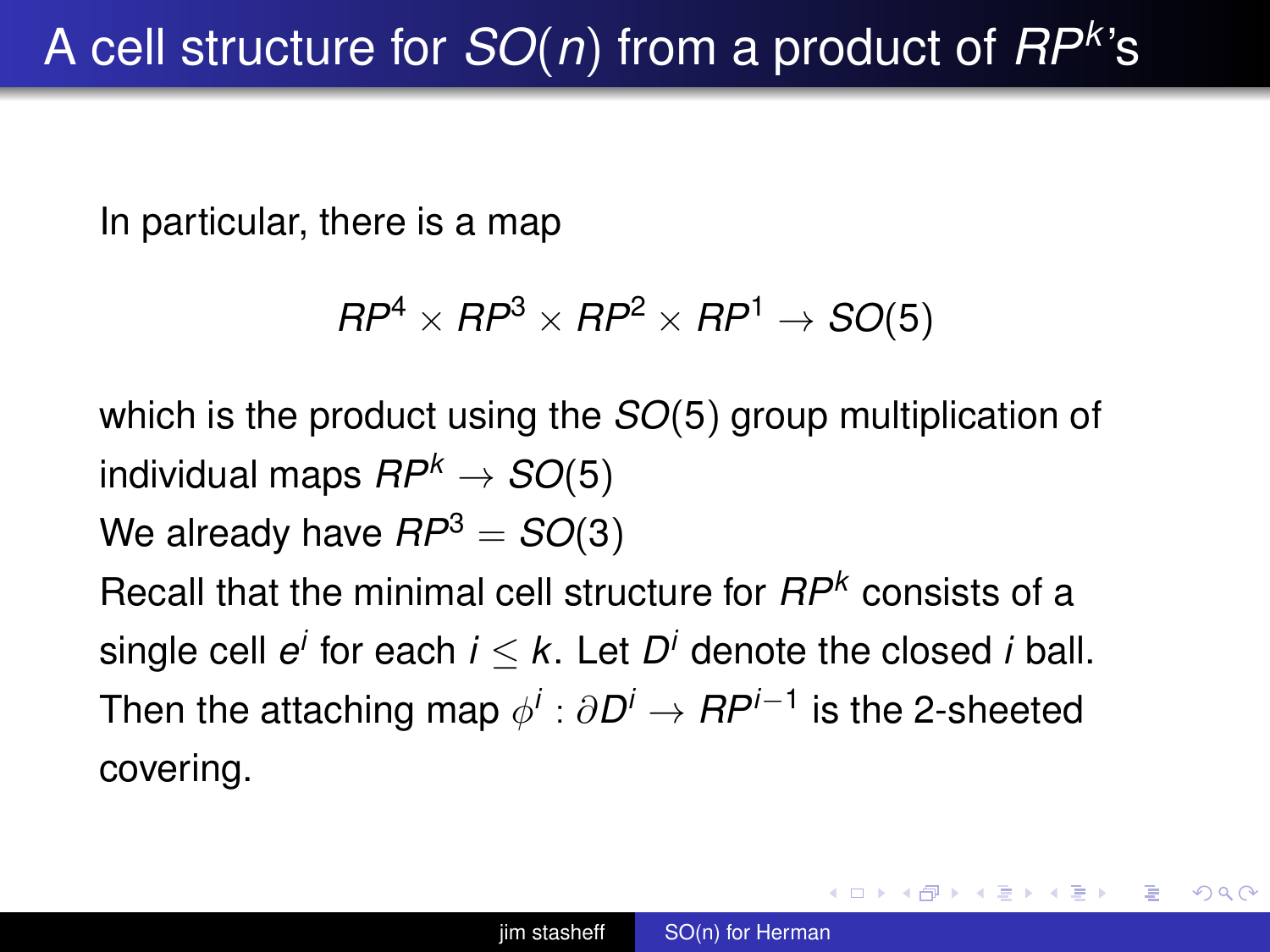# A cell structure for $SO(n)$ from a product of $RP^k$'s

In particular, there is a map

$$RP^4 \times RP^3 \times RP^2 \times RP^1 \to SO(5)$$

which is the product using the $SO(5)$ group multiplication of individual maps $RP^k \to SO(5)$

We already have $RP^3 = SO(3)$

Recall that the minimal cell structure for $RP^k$ consists of a single cell $e^i$ for each $i \leq k$. Let $D^i$ denote the closed $i$ ball. Then the attaching map $\phi^i : \partial D^i \to RP^{i-1}$ is the 2-sheeted covering.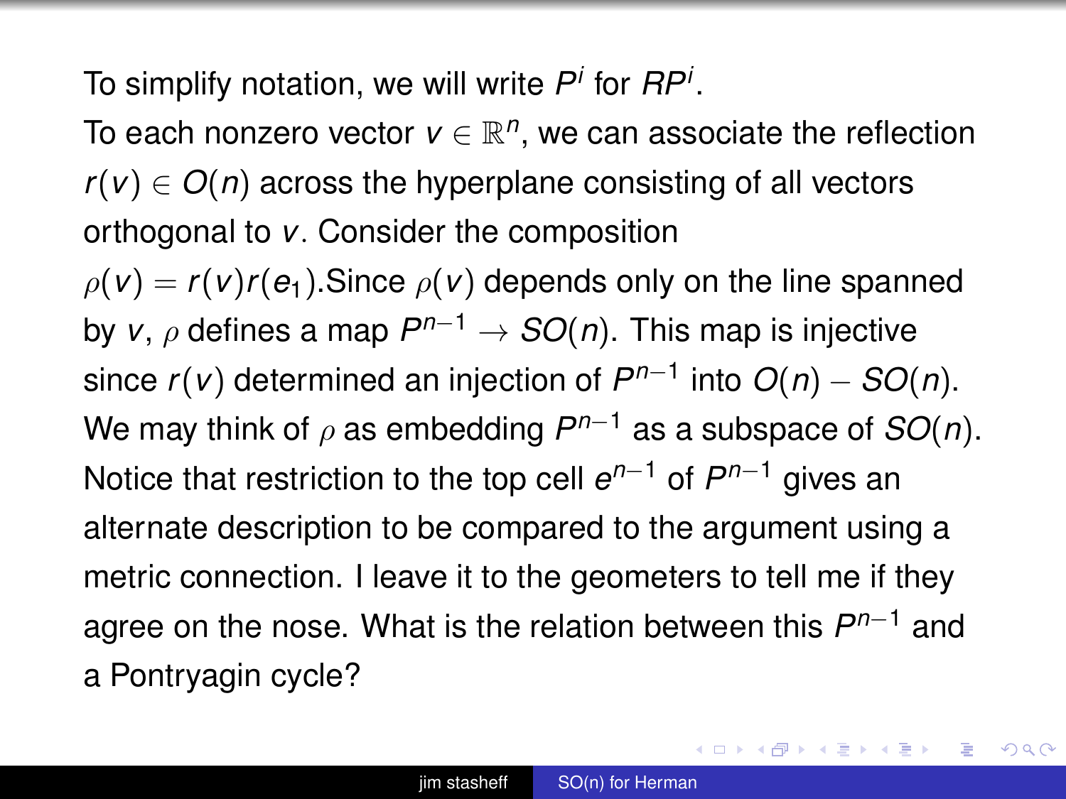To simplify notation, we will write $P^i$ for $RP^i$.

To each nonzero vector $v \in \mathbb{R}^n$, we can associate the reflection $r(v) \in O(n)$ across the hyperplane consisting of all vectors orthogonal to $v$. Consider the composition $\rho(v) = r(v)r(e_1)$.Since $\rho(v)$ depends only on the line spanned by $v$, $\rho$ defines a map $P^{n-1} \to SO(n)$. This map is injective since $r(v)$ determined an injection of $P^{n-1}$ into $O(n) - SO(n)$. We may think of $\rho$ as embedding $P^{n-1}$ as a subspace of $SO(n)$. Notice that restriction to the top cell $e^{n-1}$ of $P^{n-1}$ gives an alternate description to be compared to the argument using a metric connection. I leave it to the geometers to tell me if they agree on the nose. What is the relation between this $P^{n-1}$ and a Pontryagin cycle?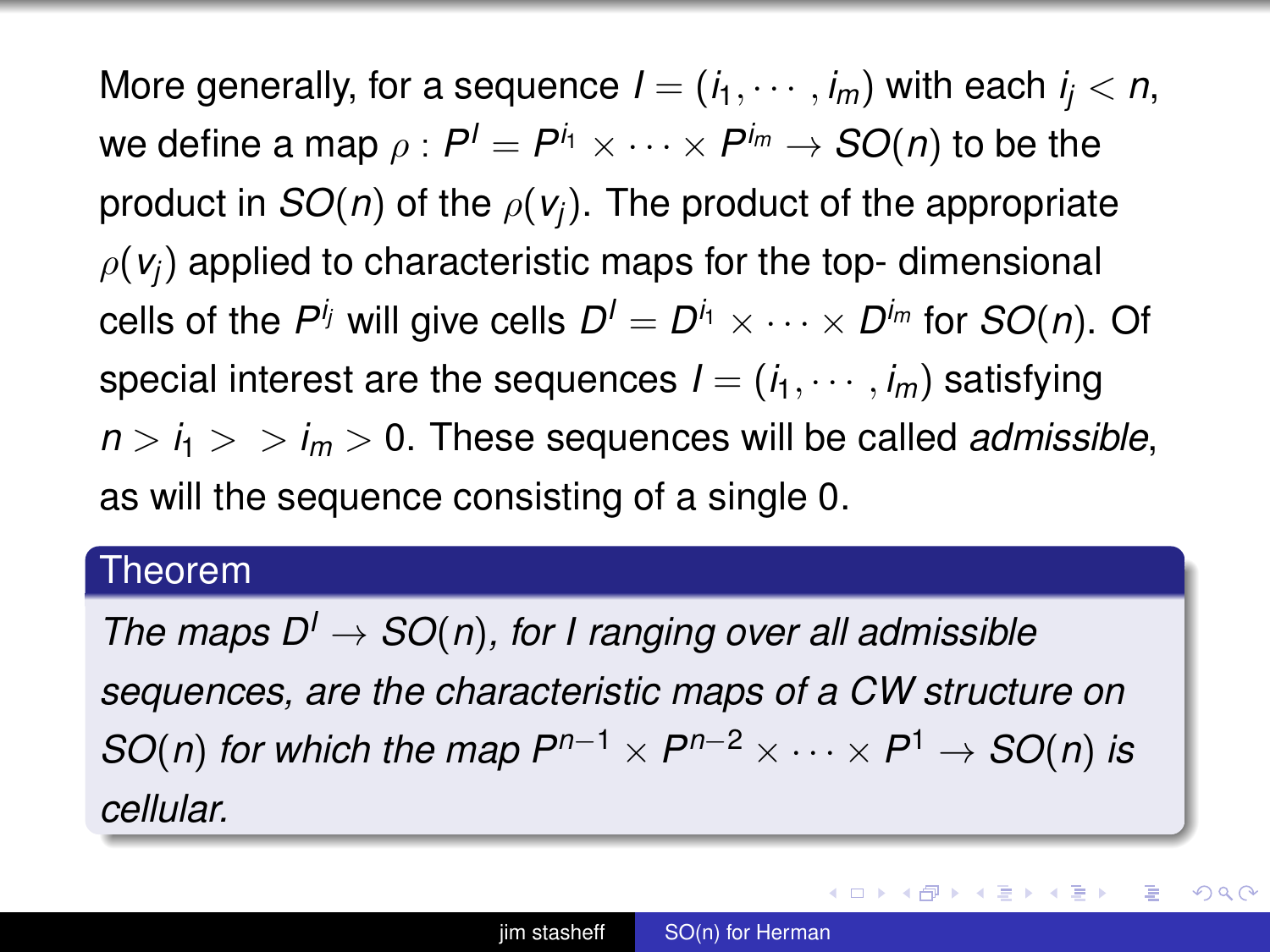More generally, for a sequence $I = (i_1, \cdots, i_m)$ with each $i_j < n$, we define a map $\rho : P^I = P^{i_1} \times \cdots \times P^{i_m} \to SO(n)$ to be the product in $SO(n)$ of the $\rho(v_j)$. The product of the appropriate $\rho(v_j)$ applied to characteristic maps for the top- dimensional cells of the $P^{i_j}$ will give cells $D^I = D^{i_1} \times \cdots \times D^{i_m}$ for $SO(n)$. Of special interest are the sequences $I = (i_1, \cdots, i_m)$ satisfying $n > i_1 > \quad > i_m > 0$. These sequences will be called *admissible*, as will the sequence consisting of a single 0.

**Theorem**

*The maps $D^I \to SO(n)$, for $I$ ranging over all admissible sequences, are the characteristic maps of a CW structure on $SO(n)$ for which the map $P^{n-1} \times P^{n-2} \times \cdots \times P^1 \to SO(n)$ is cellular.*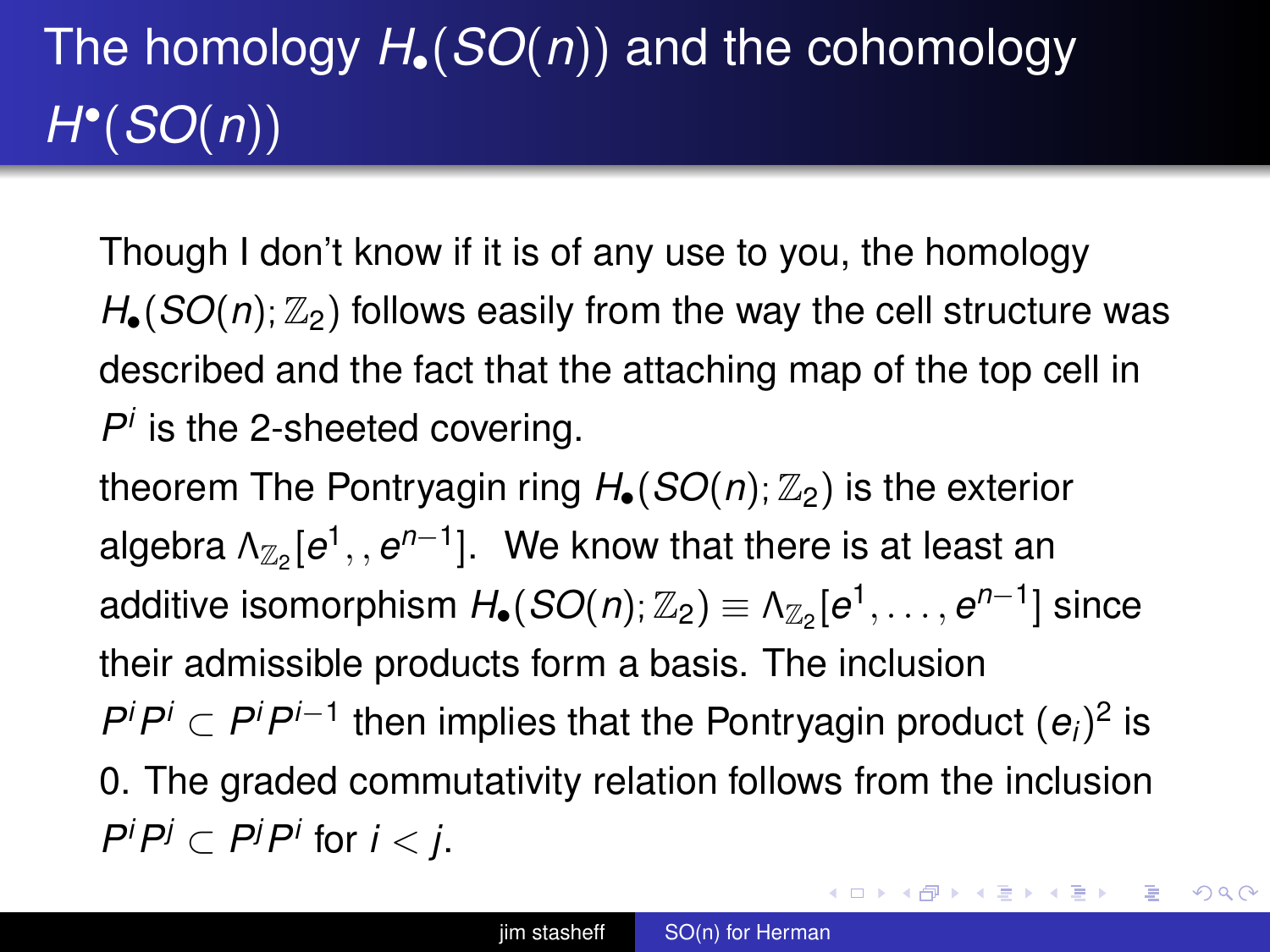# The homology $H_\bullet(SO(n))$ and the cohomology $H^\bullet(SO(n))$

Though I don't know if it is of any use to you, the homology $H_\bullet(SO(n); \mathbb{Z}_2)$ follows easily from the way the cell structure was described and the fact that the attaching map of the top cell in $P^i$ is the 2-sheeted covering.

theorem The Pontryagin ring $H_\bullet(SO(n); \mathbb{Z}_2)$ is the exterior algebra $\Lambda_{\mathbb{Z}_2}[e^1, , e^{n-1}]$. We know that there is at least an additive isomorphism $H_\bullet(SO(n); \mathbb{Z}_2) \equiv \Lambda_{\mathbb{Z}_2}[e^1, \ldots, e^{n-1}]$ since their admissible products form a basis. The inclusion $P^i P^i \subset P^i P^{i-1}$ then implies that the Pontryagin product $(e_i)^2$ is 0. The graded commutativity relation follows from the inclusion $P^i P^j \subset P^j P^i$ for $i < j$.